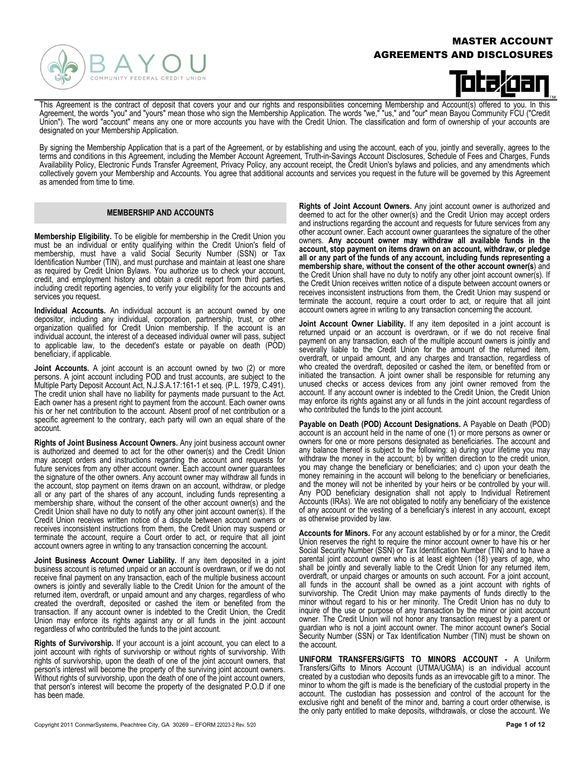# MASTER ACCOUNT AGREEMENTS AND DISCLOSURES

This Agreement is the contract of deposit that covers your and our rights and responsibilities concerning Membership and Account(s) offered to you. In this Agreement, the words "you" and "yours" mean those who sign the Membership Application. The words "we," "us," and "our" mean Bayou Community FCU ("Credit Union"). The word "account" means any one or more accounts you have with the Credit Union. The classification and form of ownership of your accounts are designated on your Membership Application.

By signing the Membership Application that is a part of the Agreement, or by establishing and using the account, each of you, jointly and severally, agrees to the terms and conditions in this Agreement, including the Member Account Agreement, Truth-in-Savings Account Disclosures, Schedule of Fees and Charges, Funds Availability Policy, Electronic Funds Transfer Agreement, Privacy Policy, any account receipt, the Credit Union's bylaws and policies, and any amendments which collectively govern your Membership and Accounts. You agree that additional accounts and services you request in the future will be governed by this Agreement as amended from time to time.

## MEMBERSHIP AND ACCOUNTS

**Membership Eligibility.** To be eligible for membership in the Credit Union you must be an individual or entity qualifying within the Credit Union's field of membership, must have a valid Social Security Number (SSN) or Tax Identification Number (TIN), and must purchase and maintain at least one share as required by Credit Union Bylaws. You authorize us to check your account, credit, and employment history and obtain a credit report from third parties, including credit reporting agencies, to verify your eligibility for the accounts and services you request.

**Individual Accounts.** An individual account is an account owned by one depositor, including any individual, corporation, partnership, trust, or other organization qualified for Credit Union membership. If the account is an individual account, the interest of a deceased individual owner will pass, subject to applicable law, to the decedent's estate or payable on death (POD) beneficiary, if applicable.

**Joint Accounts.** A joint account is an account owned by two (2) or more persons. A joint account including POD and trust accounts, are subject to the Multiple Party Deposit Account Act, N.J.S.A.17:161-1 et seq. (P.L. 1979, C.491). The credit union shall have no liability for payments made pursuant to the Act. Each owner has a present right to payment from the account. Each owner owns his or her net contribution to the account. Absent proof of net contribution or a specific agreement to the contrary, each party will own an equal share of the account.

**Rights of Joint Business Account Owners.** Any joint business account owner is authorized and deemed to act for the other owner(s) and the Credit Union may accept orders and instructions regarding the account and requests for future services from any other account owner. Each account owner guarantees the signature of the other owners. Any account owner may withdraw all funds in the account, stop payment on items drawn on an account, withdraw, or pledge all or any part of the shares of any account, including funds representing a membership share, without the consent of the other account owner(s) and the Credit Union shall have no duty to notify any other joint account owner(s). If the Credit Union receives written notice of a dispute between account owners or receives inconsistent instructions from them, the Credit Union may suspend or terminate the account, require a Court order to act, or require that all joint account owners agree in writing to any transaction concerning the account.

**Joint Business Account Owner Liability.** If any item deposited in a joint business account is returned unpaid or an account is overdrawn, or if we do not receive final payment on any transaction, each of the multiple business account owners is jointly and severally liable to the Credit Union for the amount of the returned item, overdraft, or unpaid amount and any charges, regardless of who created the overdraft, deposited or cashed the item or benefited from the transaction. If any account owner is indebted to the Credit Union, the Credit Union may enforce its rights against any or all funds in the joint account regardless of who contributed the funds to the joint account.

**Rights of Survivorship.** If your account is a joint account, you can elect to a joint account with rights of survivorship or without rights of survivorship. With rights of survivorship, upon the death of one of the joint account owners, that person's interest will become the property of the surviving joint account owners. Without rights of survivorship, upon the death of one of the joint account owners, that person's interest will become the property of the designated P.O.D if one has been made.

**Rights of Joint Account Owners.** Any joint account owner is authorized and deemed to act for the other owner(s) and the Credit Union may accept orders and instructions regarding the account and requests for future services from any other account owner. Each account owner guarantees the signature of the other owners. **Any account owner may withdraw all available funds in the account, stop payment on items drawn on an account, withdraw, or pledge all or any part of the funds of any account, including funds representing a membership share, without the consent of the other account owner(s)** and the Credit Union shall have no duty to notify any other joint account owner(s). If the Credit Union receives written notice of a dispute between account owners or receives inconsistent instructions from them, the Credit Union may suspend or terminate the account, require a court order to act, or require that all joint account owners agree in writing to any transaction concerning the account.

**Joint Account Owner Liability.** If any item deposited in a joint account is returned unpaid or an account is overdrawn, or if we do not receive final payment on any transaction, each of the multiple account owners is jointly and severally liable to the Credit Union for the amount of the returned item, overdraft, or unpaid amount, and any charges and transaction, regardless of who created the overdraft, deposited or cashed the item, or benefited from or initiated the transaction. A joint owner shall be responsible for returning any unused checks or access devices from any joint owner removed from the account. If any account owner is indebted to the Credit Union, the Credit Union may enforce its rights against any or all funds in the joint account regardless of who contributed the funds to the joint account.

**Payable on Death (POD) Account Designations.** A Payable on Death (POD) account is an account held in the name of one (1) or more persons as owner or owners for one or more persons designated as beneficiaries. The account and any balance thereof is subject to the following: a) during your lifetime you may withdraw the money in the account; b) by written direction to the credit union, you may change the beneficiary or beneficiaries; and c) upon your death the money remaining in the account will belong to the beneficiary or beneficiaries, and the money will not be inherited by your heirs or be controlled by your will. Any POD beneficiary designation shall not apply to Individual Retirement Accounts (IRAs). We are not obligated to notify any beneficiary of the existence of any account or the vesting of a beneficiary's interest in any account, except as otherwise provided by law.

**Accounts for Minors.** For any account established by or for a minor, the Credit Union reserves the right to require the minor account owner to have his or her Social Security Number (SSN) or Tax Identification Number (TIN) and to have a parental joint account owner who is at least eighteen (18) years of age, who shall be jointly and severally liable to the Credit Union for any returned item, overdraft, or unpaid charges or amounts on such account. For a joint account, all funds in the account shall be owned as a joint account with rights of survivorship. The Credit Union may make payments of funds directly to the minor without regard to his or her minority. The Credit Union has no duty to inquire of the use or purpose of any transaction by the minor or joint account owner. The Credit Union will not honor any transaction request by a parent or guardian who is not a joint account owner. The minor account owner's Social Security Number (SSN) or Tax Identification Number (TIN) must be shown on the account.

**UNIFORM TRANSFERS/GIFTS TO MINORS ACCOUNT -** A Uniform Transfers/Gifts to Minors Account (UTMA/UGMA) is an individual account created by a custodian who deposits funds as an irrevocable gift to a minor. The minor to whom the gift is made is the beneficiary of the custodial property in the account. The custodian has possession and control of the account for the exclusive right and benefit of the minor and, barring a court order otherwise, is the only party entitled to make deposits, withdrawals, or close the account. We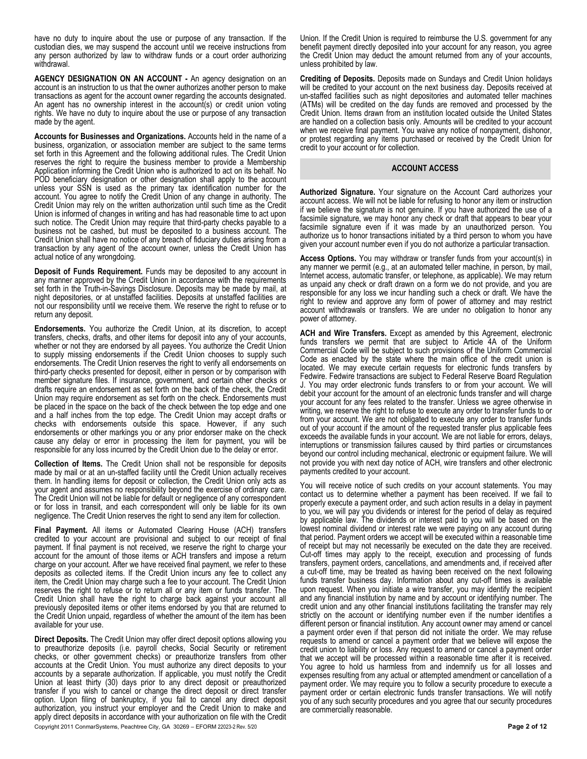have no duty to inquire about the use or purpose of any transaction. If the custodian dies, we may suspend the account until we receive instructions from any person authorized by law to withdraw funds or a court order authorizing withdrawal.

**AGENCY DESIGNATION ON AN ACCOUNT -** An agency designation on an account is an instruction to us that the owner authorizes another person to make transactions as agent for the account owner regarding the accounts designated. An agent has no ownership interest in the account(s) or credit union voting rights. We have no duty to inquire about the use or purpose of any transaction made by the agent.

**Accounts for Businesses and Organizations.** Accounts held in the name of a business, organization, or association member are subject to the same terms set forth in this Agreement and the following additional rules. The Credit Union reserves the right to require the business member to provide a Membership Application informing the Credit Union who is authorized to act on its behalf. No POD beneficiary designation or other designation shall apply to the account unless your SSN is used as the primary tax identification number for the account. You agree to notify the Credit Union of any change in authority. The Credit Union may rely on the written authorization until such time as the Credit Union is informed of changes in writing and has had reasonable time to act upon such notice. The Credit Union may require that third-party checks payable to a business not be cashed, but must be deposited to a business account. The Credit Union shall have no notice of any breach of fiduciary duties arising from a transaction by any agent of the account owner, unless the Credit Union has actual notice of any wrongdoing.

**Deposit of Funds Requirement.** Funds may be deposited to any account in any manner approved by the Credit Union in accordance with the requirements set forth in the Truth-in-Savings Disclosure. Deposits may be made by mail, at night depositories, or at unstaffed facilities. Deposits at unstaffed facilities are not our responsibility until we receive them. We reserve the right to refuse or to return any deposit.

**Endorsements.** You authorize the Credit Union, at its discretion, to accept transfers, checks, drafts, and other items for deposit into any of your accounts, whether or not they are endorsed by all payees. You authorize the Credit Union to supply missing endorsements if the Credit Union chooses to supply such endorsements. The Credit Union reserves the right to verify all endorsements on third-party checks presented for deposit, either in person or by comparison with member signature files. If insurance, government, and certain other checks or drafts require an endorsement as set forth on the back of the check, the Credit Union may require endorsement as set forth on the check. Endorsements must be placed in the space on the back of the check between the top edge and one and a half inches from the top edge. The Credit Union may accept drafts or checks with endorsements outside this space. However, if any such endorsements or other markings you or any prior endorser make on the check cause any delay or error in processing the item for payment, you will be responsible for any loss incurred by the Credit Union due to the delay or error.

**Collection of Items.** The Credit Union shall not be responsible for deposits made by mail or at an un-staffed facility until the Credit Union actually receives them. In handling items for deposit or collection, the Credit Union only acts as your agent and assumes no responsibility beyond the exercise of ordinary care. The Credit Union will not be liable for default or negligence of any correspondent or for loss in transit, and each correspondent will only be liable for its own negligence. The Credit Union reserves the right to send any item for collection.

**Final Payment.** All items or Automated Clearing House (ACH) transfers credited to your account are provisional and subject to our receipt of final payment. If final payment is not received, we reserve the right to charge your account for the amount of those items or ACH transfers and impose a return charge on your account. After we have received final payment, we refer to these deposits as collected items. If the Credit Union incurs any fee to collect any item, the Credit Union may charge such a fee to your account. The Credit Union reserves the right to refuse or to return all or any item or funds transfer. The Credit Union shall have the right to charge back against your account all previously deposited items or other items endorsed by you that are returned to the Credit Union unpaid, regardless of whether the amount of the item has been available for your use.

**Direct Deposits.** The Credit Union may offer direct deposit options allowing you to preauthorize deposits (i.e. payroll checks, Social Security or retirement checks, or other government checks) or preauthorize transfers from other accounts at the Credit Union. You must authorize any direct deposits to your accounts by a separate authorization. If applicable, you must notify the Credit Union at least thirty (30) days prior to any direct deposit or preauthorized transfer if you wish to cancel or change the direct deposit or direct transfer option. Upon filing of bankruptcy, if you fail to cancel any direct deposit authorization, you instruct your employer and the Credit Union to make and apply direct deposits in accordance with your authorization on file with the Credit Union. If the Credit Union is required to reimburse the U.S. government for any benefit payment directly deposited into your account for any reason, you agree the Credit Union may deduct the amount returned from any of your accounts, unless prohibited by law.

**Crediting of Deposits.** Deposits made on Sundays and Credit Union holidays will be credited to your account on the next business day. Deposits received at un-staffed facilities such as night depositories and automated teller machines (ATMs) will be credited on the day funds are removed and processed by the Credit Union. Items drawn from an institution located outside the United States are handled on a collection basis only. Amounts will be credited to your account when we receive final payment. You waive any notice of nonpayment, dishonor, or protest regarding any items purchased or received by the Credit Union for credit to your account or for collection.

## ACCOUNT ACCESS

**Authorized Signature.** Your signature on the Account Card authorizes your account access. We will not be liable for refusing to honor any item or instruction if we believe the signature is not genuine. If you have authorized the use of a facsimile signature, we may honor any check or draft that appears to bear your facsimile signature even if it was made by an unauthorized person. You authorize us to honor transactions initiated by a third person to whom you have given your account number even if you do not authorize a particular transaction.

**Access Options.** You may withdraw or transfer funds from your account(s) in any manner we permit (e.g., at an automated teller machine, in person, by mail, Internet access, automatic transfer, or telephone, as applicable). We may return as unpaid any check or draft drawn on a form we do not provide, and you are responsible for any loss we incur handling such a check or draft. We have the right to review and approve any form of power of attorney and may restrict account withdrawals or transfers. We are under no obligation to honor any power of attorney.

**ACH and Wire Transfers.** Except as amended by this Agreement, electronic funds transfers we permit that are subject to Article 4A of the Uniform Commercial Code will be subject to such provisions of the Uniform Commercial Code as enacted by the state where the main office of the credit union is located. We may execute certain requests for electronic funds transfers by Fedwire. Fedwire transactions are subject to Federal Reserve Board Regulation J. You may order electronic funds transfers to or from your account. We will debit your account for the amount of an electronic funds transfer and will charge your account for any fees related to the transfer. Unless we agree otherwise in writing, we reserve the right to refuse to execute any order to transfer funds to or from your account. We are not obligated to execute any order to transfer funds out of your account if the amount of the requested transfer plus applicable fees exceeds the available funds in your account. We are not liable for errors, delays, interruptions or transmission failures caused by third parties or circumstances beyond our control including mechanical, electronic or equipment failure. We will not provide you with next day notice of ACH, wire transfers and other electronic payments credited to your account.

You will receive notice of such credits on your account statements. You may contact us to determine whether a payment has been received. If we fail to properly execute a payment order, and such action results in a delay in payment to you, we will pay you dividends or interest for the period of delay as required by applicable law. The dividends or interest paid to you will be based on the lowest nominal dividend or interest rate we were paying on any account during that period. Payment orders we accept will be executed within a reasonable time of receipt but may not necessarily be executed on the date they are received. Cut-off times may apply to the receipt, execution and processing of funds transfers, payment orders, cancellations, and amendments and, if received after a cut-off time, may be treated as having been received on the next following funds transfer business day. Information about any cut-off times is available upon request. When you initiate a wire transfer, you may identify the recipient and any financial institution by name and by account or identifying number. The credit union and any other financial institutions facilitating the transfer may rely strictly on the account or identifying number even if the number identifies a different person or financial institution. Any account owner may amend or cancel a payment order even if that person did not initiate the order. We may refuse requests to amend or cancel a payment order that we believe will expose the credit union to liability or loss. Any request to amend or cancel a payment order that we accept will be processed within a reasonable time after it is received. You agree to hold us harmless from and indemnify us for all losses and expenses resulting from any actual or attempted amendment or cancellation of a payment order. We may require you to follow a security procedure to execute a payment order or certain electronic funds transfer transactions. We will notify you of any such security procedures and you agree that our security procedures are commercially reasonable.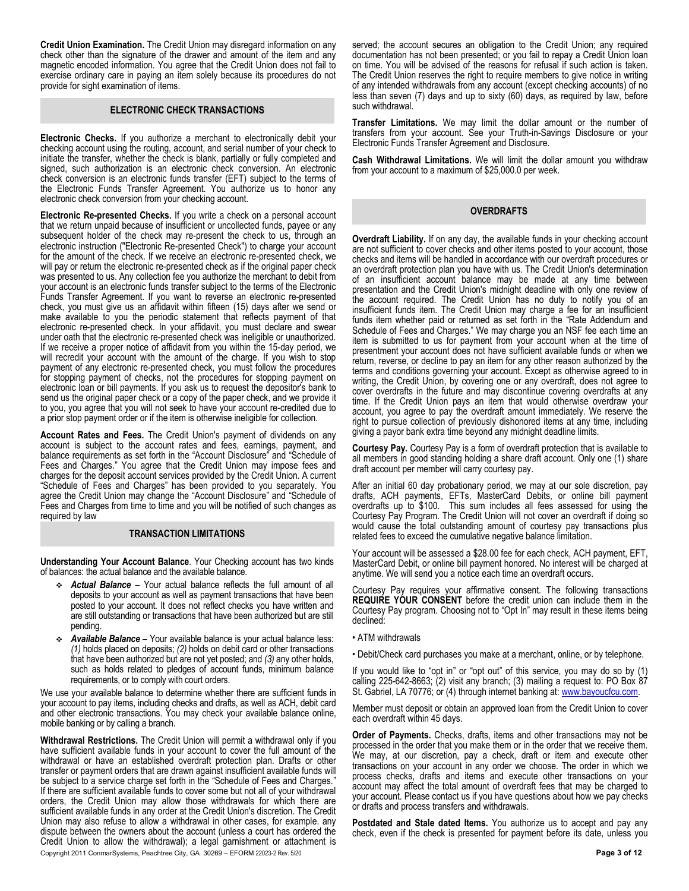**Credit Union Examination.** The Credit Union may disregard information on any check other than the signature of the drawer and amount of the item and any magnetic encoded information. You agree that the Credit Union does not fail to exercise ordinary care in paying an item solely because its procedures do not provide for sight examination of items.

## ELECTRONIC CHECK TRANSACTIONS

**Electronic Checks.** If you authorize a merchant to electronically debit your checking account using the routing, account, and serial number of your check to initiate the transfer, whether the check is blank, partially or fully completed and signed, such authorization is an electronic check conversion. An electronic check conversion is an electronic funds transfer (EFT) subject to the terms of the Electronic Funds Transfer Agreement. You authorize us to honor any electronic check conversion from your checking account.

**Electronic Re-presented Checks.** If you write a check on a personal account that we return unpaid because of insufficient or uncollected funds, payee or any subsequent holder of the check may re-present the check to us, through an electronic instruction ("Electronic Re-presented Check") to charge your account for the amount of the check. If we receive an electronic re-presented check, we will pay or return the electronic re-presented check as if the original paper check was presented to us. Any collection fee you authorize the merchant to debit from your account is an electronic funds transfer subject to the terms of the Electronic Funds Transfer Agreement. If you want to reverse an electronic re-presented check, you must give us an affidavit within fifteen (15) days after we send or make available to you the periodic statement that reflects payment of that electronic re-presented check. In your affidavit, you must declare and swear under oath that the electronic re-presented check was ineligible or unauthorized. If we receive a proper notice of affidavit from you within the 15-day period, we will recredit your account with the amount of the charge. If you wish to stop payment of any electronic re-presented check, you must follow the procedures for stopping payment of checks, not the procedures for stopping payment on electronic loan or bill payments. If you ask us to request the depositor's bank to send us the original paper check or a copy of the paper check, and we provide it to you, you agree that you will not seek to have your account re-credited due to a prior stop payment order or if the item is otherwise ineligible for collection.

**Account Rates and Fees.** The Credit Union's payment of dividends on any account is subject to the account rates and fees, earnings, payment, and balance requirements as set forth in the "Account Disclosure" and "Schedule of Fees and Charges." You agree that the Credit Union may impose fees and charges for the deposit account services provided by the Credit Union. A current "Schedule of Fees and Charges" has been provided to you separately. You agree the Credit Union may change the "Account Disclosure" and "Schedule of Fees and Charges from time to time and you will be notified of such changes as required by law

## TRANSACTION LIMITATIONS

**Understanding Your Account Balance**. Your Checking account has two kinds of balances: the actual balance and the available balance.

- ***Actual Balance*** – Your actual balance reflects the full amount of all deposits to your account as well as payment transactions that have been posted to your account. It does not reflect checks you have written and are still outstanding or transactions that have been authorized but are still pending.
- ***Available Balance*** – Your available balance is your actual balance less: *(1)* holds placed on deposits; *(2)* holds on debit card or other transactions that have been authorized but are not yet posted; and *(3)* any other holds, such as holds related to pledges of account funds, minimum balance requirements, or to comply with court orders.

We use your available balance to determine whether there are sufficient funds in your account to pay items, including checks and drafts, as well as ACH, debit card and other electronic transactions. You may check your available balance online, mobile banking or by calling a branch.

**Withdrawal Restrictions.** The Credit Union will permit a withdrawal only if you have sufficient available funds in your account to cover the full amount of the withdrawal or have an established overdraft protection plan. Drafts or other transfer or payment orders that are drawn against insufficient available funds will be subject to a service charge set forth in the "Schedule of Fees and Charges." If there are sufficient available funds to cover some but not all of your withdrawal orders, the Credit Union may allow those withdrawals for which there are sufficient available funds in any order at the Credit Union's discretion. The Credit Union may also refuse to allow a withdrawal in other cases, for example. any dispute between the owners about the account (unless a court has ordered the Credit Union to allow the withdrawal); a legal garnishment or attachment is served; the account secures an obligation to the Credit Union; any required documentation has not been presented; or you fail to repay a Credit Union loan on time. You will be advised of the reasons for refusal if such action is taken. The Credit Union reserves the right to require members to give notice in writing of any intended withdrawals from any account (except checking accounts) of no less than seven (7) days and up to sixty (60) days, as required by law, before such withdrawal.

**Transfer Limitations.** We may limit the dollar amount or the number of transfers from your account. See your Truth-in-Savings Disclosure or your Electronic Funds Transfer Agreement and Disclosure.

**Cash Withdrawal Limitations.** We will limit the dollar amount you withdraw from your account to a maximum of $25,000.0 per week.

## OVERDRAFTS

**Overdraft Liability.** If on any day, the available funds in your checking account are not sufficient to cover checks and other items posted to your account, those checks and items will be handled in accordance with our overdraft procedures or an overdraft protection plan you have with us. The Credit Union's determination of an insufficient account balance may be made at any time between presentation and the Credit Union's midnight deadline with only one review of the account required. The Credit Union has no duty to notify you of an insufficient funds item. The Credit Union may charge a fee for an insufficient funds item whether paid or returned as set forth in the "Rate Addendum and Schedule of Fees and Charges." We may charge you an NSF fee each time an item is submitted to us for payment from your account when at the time of presentment your account does not have sufficient available funds or when we return, reverse, or decline to pay an item for any other reason authorized by the terms and conditions governing your account. Except as otherwise agreed to in writing, the Credit Union, by covering one or any overdraft, does not agree to cover overdrafts in the future and may discontinue covering overdrafts at any time. If the Credit Union pays an item that would otherwise overdraw your account, you agree to pay the overdraft amount immediately. We reserve the right to pursue collection of previously dishonored items at any time, including giving a payor bank extra time beyond any midnight deadline limits.

**Courtesy Pay.** Courtesy Pay is a form of overdraft protection that is available to all members in good standing holding a share draft account. Only one (1) share draft account per member will carry courtesy pay.

After an initial 60 day probationary period, we may at our sole discretion, pay drafts, ACH payments, EFTs, MasterCard Debits, or online bill payment overdrafts up to $100. This sum includes all fees assessed for using the Courtesy Pay Program. The Credit Union will not cover an overdraft if doing so would cause the total outstanding amount of courtesy pay transactions plus related fees to exceed the cumulative negative balance limitation.

Your account will be assessed a $28.00 fee for each check, ACH payment, EFT, MasterCard Debit, or online bill payment honored. No interest will be charged at anytime. We will send you a notice each time an overdraft occurs.

Courtesy Pay requires your affirmative consent. The following transactions **REQUIRE YOUR CONSENT** before the credit union can include them in the Courtesy Pay program. Choosing not to "Opt In" may result in these items being declined:

- ATM withdrawals
- Debit/Check card purchases you make at a merchant, online, or by telephone.

If you would like to "opt in" or "opt out" of this service, you may do so by (1) calling 225-642-8663; (2) visit any branch; (3) mailing a request to: PO Box 87 St. Gabriel, LA 70776; or (4) through internet banking at: www.bayoucfcu.com.

Member must deposit or obtain an approved loan from the Credit Union to cover each overdraft within 45 days.

**Order of Payments.** Checks, drafts, items and other transactions may not be processed in the order that you make them or in the order that we receive them. We may, at our discretion, pay a check, draft or item and execute other transactions on your account in any order we choose. The order in which we process checks, drafts and items and execute other transactions on your account may affect the total amount of overdraft fees that may be charged to your account. Please contact us if you have questions about how we pay checks or drafts and process transfers and withdrawals.

**Postdated and Stale dated Items.** You authorize us to accept and pay any check, even if the check is presented for payment before its date, unless you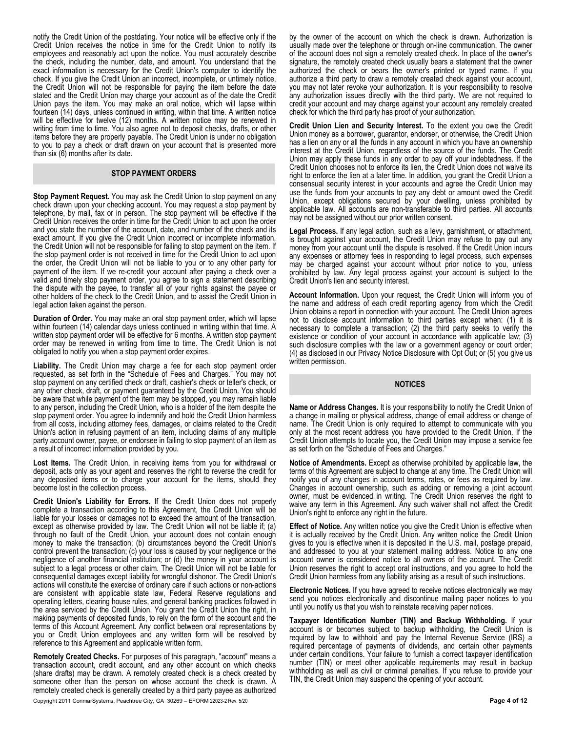notify the Credit Union of the postdating. Your notice will be effective only if the Credit Union receives the notice in time for the Credit Union to notify its employees and reasonably act upon the notice. You must accurately describe the check, including the number, date, and amount. You understand that the exact information is necessary for the Credit Union's computer to identify the check. If you give the Credit Union an incorrect, incomplete, or untimely notice, the Credit Union will not be responsible for paying the item before the date stated and the Credit Union may charge your account as of the date the Credit Union pays the item. You may make an oral notice, which will lapse within fourteen (14) days, unless continued in writing, within that time. A written notice will be effective for twelve (12) months. A written notice may be renewed in writing from time to time. You also agree not to deposit checks, drafts, or other items before they are properly payable. The Credit Union is under no obligation to you to pay a check or draft drawn on your account that is presented more than six (6) months after its date.

## STOP PAYMENT ORDERS

**Stop Payment Request.** You may ask the Credit Union to stop payment on any check drawn upon your checking account. You may request a stop payment by telephone, by mail, fax or in person. The stop payment will be effective if the Credit Union receives the order in time for the Credit Union to act upon the order and you state the number of the account, date, and number of the check and its exact amount. If you give the Credit Union incorrect or incomplete information, the Credit Union will not be responsible for failing to stop payment on the item. If the stop payment order is not received in time for the Credit Union to act upon the order, the Credit Union will not be liable to you or to any other party for payment of the item. If we re-credit your account after paying a check over a valid and timely stop payment order, you agree to sign a statement describing the dispute with the payee, to transfer all of your rights against the payee or other holders of the check to the Credit Union, and to assist the Credit Union in legal action taken against the person.

**Duration of Order.** You may make an oral stop payment order, which will lapse within fourteen (14) calendar days unless continued in writing within that time. A written stop payment order will be effective for 6 months. A written stop payment order may be renewed in writing from time to time. The Credit Union is not obligated to notify you when a stop payment order expires.

**Liability.** The Credit Union may charge a fee for each stop payment order requested, as set forth in the "Schedule of Fees and Charges." You may not stop payment on any certified check or draft, cashier's check or teller's check, or any other check, draft, or payment guaranteed by the Credit Union. You should be aware that while payment of the item may be stopped, you may remain liable to any person, including the Credit Union, who is a holder of the item despite the stop payment order. You agree to indemnify and hold the Credit Union harmless from all costs, including attorney fees, damages, or claims related to the Credit Union's action in refusing payment of an item, including claims of any multiple party account owner, payee, or endorsee in failing to stop payment of an item as a result of incorrect information provided by you.

**Lost Items.** The Credit Union, in receiving items from you for withdrawal or deposit, acts only as your agent and reserves the right to reverse the credit for any deposited items or to charge your account for the items, should they become lost in the collection process.

**Credit Union's Liability for Errors.** If the Credit Union does not properly complete a transaction according to this Agreement, the Credit Union will be liable for your losses or damages not to exceed the amount of the transaction, except as otherwise provided by law. The Credit Union will not be liable if; (a) through no fault of the Credit Union, your account does not contain enough money to make the transaction; (b) circumstances beyond the Credit Union's control prevent the transaction; (c) your loss is caused by your negligence or the negligence of another financial institution; or (d) the money in your account is subject to a legal process or other claim. The Credit Union will not be liable for consequential damages except liability for wrongful dishonor. The Credit Union's actions will constitute the exercise of ordinary care if such actions or non-actions are consistent with applicable state law, Federal Reserve regulations and operating letters, clearing house rules, and general banking practices followed in the area serviced by the Credit Union. You grant the Credit Union the right, in making payments of deposited funds, to rely on the form of the account and the terms of this Account Agreement. Any conflict between oral representations by you or Credit Union employees and any written form will be resolved by reference to this Agreement and applicable written form.

**Remotely Created Checks.** For purposes of this paragraph, "account" means a transaction account, credit account, and any other account on which checks (share drafts) may be drawn. A remotely created check is a check created by someone other than the person on whose account the check is drawn. A remotely created check is generally created by a third party payee as authorized by the owner of the account on which the check is drawn. Authorization is usually made over the telephone or through on-line communication. The owner of the account does not sign a remotely created check. In place of the owner's signature, the remotely created check usually bears a statement that the owner authorized the check or bears the owner's printed or typed name. If you authorize a third party to draw a remotely created check against your account, you may not later revoke your authorization. It is your responsibility to resolve any authorization issues directly with the third party. We are not required to credit your account and may charge against your account any remotely created check for which the third party has proof of your authorization.

**Credit Union Lien and Security Interest.** To the extent you owe the Credit Union money as a borrower, guarantor, endorser, or otherwise, the Credit Union has a lien on any or all the funds in any account in which you have an ownership interest at the Credit Union, regardless of the source of the funds. The Credit Union may apply these funds in any order to pay off your indebtedness. If the Credit Union chooses not to enforce its lien, the Credit Union does not waive its right to enforce the lien at a later time. In addition, you grant the Credit Union a consensual security interest in your accounts and agree the Credit Union may use the funds from your accounts to pay any debt or amount owed the Credit Union, except obligations secured by your dwelling, unless prohibited by applicable law. All accounts are non-transferable to third parties. All accounts may not be assigned without our prior written consent.

**Legal Process.** If any legal action, such as a levy, garnishment, or attachment, is brought against your account, the Credit Union may refuse to pay out any money from your account until the dispute is resolved. If the Credit Union incurs any expenses or attorney fees in responding to legal process, such expenses may be charged against your account without prior notice to you, unless prohibited by law. Any legal process against your account is subject to the Credit Union's lien and security interest.

**Account Information.** Upon your request, the Credit Union will inform you of the name and address of each credit reporting agency from which the Credit Union obtains a report in connection with your account. The Credit Union agrees not to disclose account information to third parties except when: (1) it is necessary to complete a transaction; (2) the third party seeks to verify the existence or condition of your account in accordance with applicable law; (3) such disclosure complies with the law or a government agency or court order; (4) as disclosed in our Privacy Notice Disclosure with Opt Out; or (5) you give us written permission.

## NOTICES

**Name or Address Changes.** It is your responsibility to notify the Credit Union of a change in mailing or physical address, change of email address or change of name. The Credit Union is only required to attempt to communicate with you only at the most recent address you have provided to the Credit Union. If the Credit Union attempts to locate you, the Credit Union may impose a service fee as set forth on the "Schedule of Fees and Charges."

**Notice of Amendments.** Except as otherwise prohibited by applicable law, the terms of this Agreement are subject to change at any time. The Credit Union will notify you of any changes in account terms, rates, or fees as required by law. Changes in account ownership, such as adding or removing a joint account owner, must be evidenced in writing. The Credit Union reserves the right to waive any term in this Agreement. Any such waiver shall not affect the Credit Union's right to enforce any right in the future.

**Effect of Notice.** Any written notice you give the Credit Union is effective when it is actually received by the Credit Union. Any written notice the Credit Union gives to you is effective when it is deposited in the U.S. mail, postage prepaid, and addressed to you at your statement mailing address. Notice to any one account owner is considered notice to all owners of the account. The Credit Union reserves the right to accept oral instructions, and you agree to hold the Credit Union harmless from any liability arising as a result of such instructions.

**Electronic Notices.** If you have agreed to receive notices electronically we may send you notices electronically and discontinue mailing paper notices to you until you notify us that you wish to reinstate receiving paper notices.

**Taxpayer Identification Number (TIN) and Backup Withholding.** If your account is or becomes subject to backup withholding, the Credit Union is required by law to withhold and pay the Internal Revenue Service (IRS) a required percentage of payments of dividends, and certain other payments under certain conditions. Your failure to furnish a correct taxpayer identification number (TIN) or meet other applicable requirements may result in backup withholding as well as civil or criminal penalties. If you refuse to provide your TIN, the Credit Union may suspend the opening of your account.

Copyright 2011 ConmarSystems, Peachtree City, GA 30269 – EFORM 22023-2 Rev. 5/20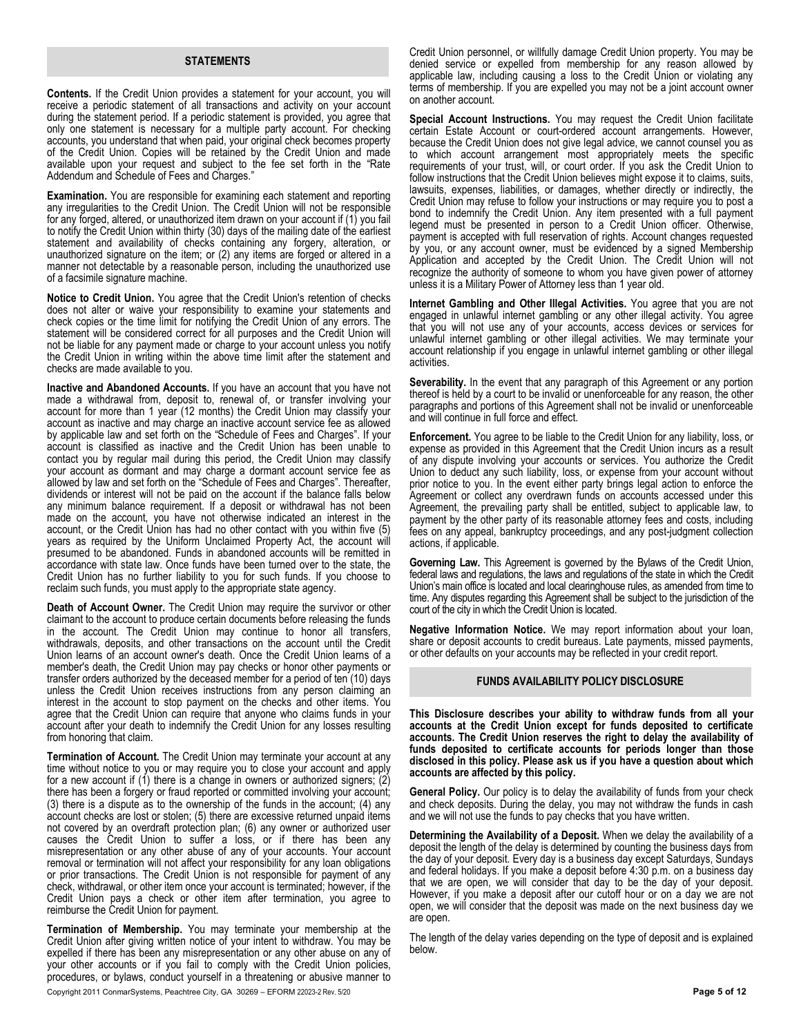## STATEMENTS

**Contents.** If the Credit Union provides a statement for your account, you will receive a periodic statement of all transactions and activity on your account during the statement period. If a periodic statement is provided, you agree that only one statement is necessary for a multiple party account. For checking accounts, you understand that when paid, your original check becomes property of the Credit Union. Copies will be retained by the Credit Union and made available upon your request and subject to the fee set forth in the "Rate Addendum and Schedule of Fees and Charges."

**Examination.** You are responsible for examining each statement and reporting any irregularities to the Credit Union. The Credit Union will not be responsible for any forged, altered, or unauthorized item drawn on your account if (1) you fail to notify the Credit Union within thirty (30) days of the mailing date of the earliest statement and availability of checks containing any forgery, alteration, or unauthorized signature on the item; or (2) any items are forged or altered in a manner not detectable by a reasonable person, including the unauthorized use of a facsimile signature machine.

**Notice to Credit Union.** You agree that the Credit Union's retention of checks does not alter or waive your responsibility to examine your statements and check copies or the time limit for notifying the Credit Union of any errors. The statement will be considered correct for all purposes and the Credit Union will not be liable for any payment made or charge to your account unless you notify the Credit Union in writing within the above time limit after the statement and checks are made available to you.

**Inactive and Abandoned Accounts.** If you have an account that you have not made a withdrawal from, deposit to, renewal of, or transfer involving your account for more than 1 year (12 months) the Credit Union may classify your account as inactive and may charge an inactive account service fee as allowed by applicable law and set forth on the "Schedule of Fees and Charges". If your account is classified as inactive and the Credit Union has been unable to contact you by regular mail during this period, the Credit Union may classify your account as dormant and may charge a dormant account service fee as allowed by law and set forth on the "Schedule of Fees and Charges". Thereafter, dividends or interest will not be paid on the account if the balance falls below any minimum balance requirement. If a deposit or withdrawal has not been made on the account, you have not otherwise indicated an interest in the account, or the Credit Union has had no other contact with you within five (5) years as required by the Uniform Unclaimed Property Act, the account will presumed to be abandoned. Funds in abandoned accounts will be remitted in accordance with state law. Once funds have been turned over to the state, the Credit Union has no further liability to you for such funds. If you choose to reclaim such funds, you must apply to the appropriate state agency.

**Death of Account Owner.** The Credit Union may require the survivor or other claimant to the account to produce certain documents before releasing the funds in the account. The Credit Union may continue to honor all transfers, withdrawals, deposits, and other transactions on the account until the Credit Union learns of an account owner's death. Once the Credit Union learns of a member's death, the Credit Union may pay checks or honor other payments or transfer orders authorized by the deceased member for a period of ten (10) days unless the Credit Union receives instructions from any person claiming an interest in the account to stop payment on the checks and other items. You agree that the Credit Union can require that anyone who claims funds in your account after your death to indemnify the Credit Union for any losses resulting from honoring that claim.

**Termination of Account.** The Credit Union may terminate your account at any time without notice to you or may require you to close your account and apply for a new account if (1) there is a change in owners or authorized signers; (2) there has been a forgery or fraud reported or committed involving your account; (3) there is a dispute as to the ownership of the funds in the account; (4) any account checks are lost or stolen; (5) there are excessive returned unpaid items not covered by an overdraft protection plan; (6) any owner or authorized user causes the Credit Union to suffer a loss, or if there has been any misrepresentation or any other abuse of any of your accounts. Your account removal or termination will not affect your responsibility for any loan obligations or prior transactions. The Credit Union is not responsible for payment of any check, withdrawal, or other item once your account is terminated; however, if the Credit Union pays a check or other item after termination, you agree to reimburse the Credit Union for payment.

**Termination of Membership.** You may terminate your membership at the Credit Union after giving written notice of your intent to withdraw. You may be expelled if there has been any misrepresentation or any other abuse on any of your other accounts or if you fail to comply with the Credit Union policies, procedures, or bylaws, conduct yourself in a threatening or abusive manner to Credit Union personnel, or willfully damage Credit Union property. You may be denied service or expelled from membership for any reason allowed by applicable law, including causing a loss to the Credit Union or violating any terms of membership. If you are expelled you may not be a joint account owner on another account.

**Special Account Instructions.** You may request the Credit Union facilitate certain Estate Account or court-ordered account arrangements. However, because the Credit Union does not give legal advice, we cannot counsel you as to which account arrangement most appropriately meets the specific requirements of your trust, will, or court order. If you ask the Credit Union to follow instructions that the Credit Union believes might expose it to claims, suits, lawsuits, expenses, liabilities, or damages, whether directly or indirectly, the Credit Union may refuse to follow your instructions or may require you to post a bond to indemnify the Credit Union. Any item presented with a full payment legend must be presented in person to a Credit Union officer. Otherwise, payment is accepted with full reservation of rights. Account changes requested by you, or any account owner, must be evidenced by a signed Membership Application and accepted by the Credit Union. The Credit Union will not recognize the authority of someone to whom you have given power of attorney unless it is a Military Power of Attorney less than 1 year old.

**Internet Gambling and Other Illegal Activities.** You agree that you are not engaged in unlawful internet gambling or any other illegal activity. You agree that you will not use any of your accounts, access devices or services for unlawful internet gambling or other illegal activities. We may terminate your account relationship if you engage in unlawful internet gambling or other illegal activities.

**Severability.** In the event that any paragraph of this Agreement or any portion thereof is held by a court to be invalid or unenforceable for any reason, the other paragraphs and portions of this Agreement shall not be invalid or unenforceable and will continue in full force and effect.

**Enforcement.** You agree to be liable to the Credit Union for any liability, loss, or expense as provided in this Agreement that the Credit Union incurs as a result of any dispute involving your accounts or services. You authorize the Credit Union to deduct any such liability, loss, or expense from your account without prior notice to you. In the event either party brings legal action to enforce the Agreement or collect any overdrawn funds on accounts accessed under this Agreement, the prevailing party shall be entitled, subject to applicable law, to payment by the other party of its reasonable attorney fees and costs, including fees on any appeal, bankruptcy proceedings, and any post-judgment collection actions, if applicable.

**Governing Law.** This Agreement is governed by the Bylaws of the Credit Union, federal laws and regulations, the laws and regulations of the state in which the Credit Union's main office is located and local clearinghouse rules, as amended from time to time. Any disputes regarding this Agreement shall be subject to the jurisdiction of the court of the city in which the Credit Union is located.

**Negative Information Notice.** We may report information about your loan, share or deposit accounts to credit bureaus. Late payments, missed payments, or other defaults on your accounts may be reflected in your credit report.

## FUNDS AVAILABILITY POLICY DISCLOSURE

**This Disclosure describes your ability to withdraw funds from all your accounts at the Credit Union except for funds deposited to certificate accounts. The Credit Union reserves the right to delay the availability of funds deposited to certificate accounts for periods longer than those disclosed in this policy. Please ask us if you have a question about which accounts are affected by this policy.**

**General Policy.** Our policy is to delay the availability of funds from your check and check deposits. During the delay, you may not withdraw the funds in cash and we will not use the funds to pay checks that you have written.

**Determining the Availability of a Deposit.** When we delay the availability of a deposit the length of the delay is determined by counting the business days from the day of your deposit. Every day is a business day except Saturdays, Sundays and federal holidays. If you make a deposit before 4:30 p.m. on a business day that we are open, we will consider that day to be the day of your deposit. However, if you make a deposit after our cutoff hour or on a day we are not open, we will consider that the deposit was made on the next business day we are open.

The length of the delay varies depending on the type of deposit and is explained below.

Copyright 2011 ConmarSystems, Peachtree City, GA 30269 – EFORM 22023-2 Rev. 5/20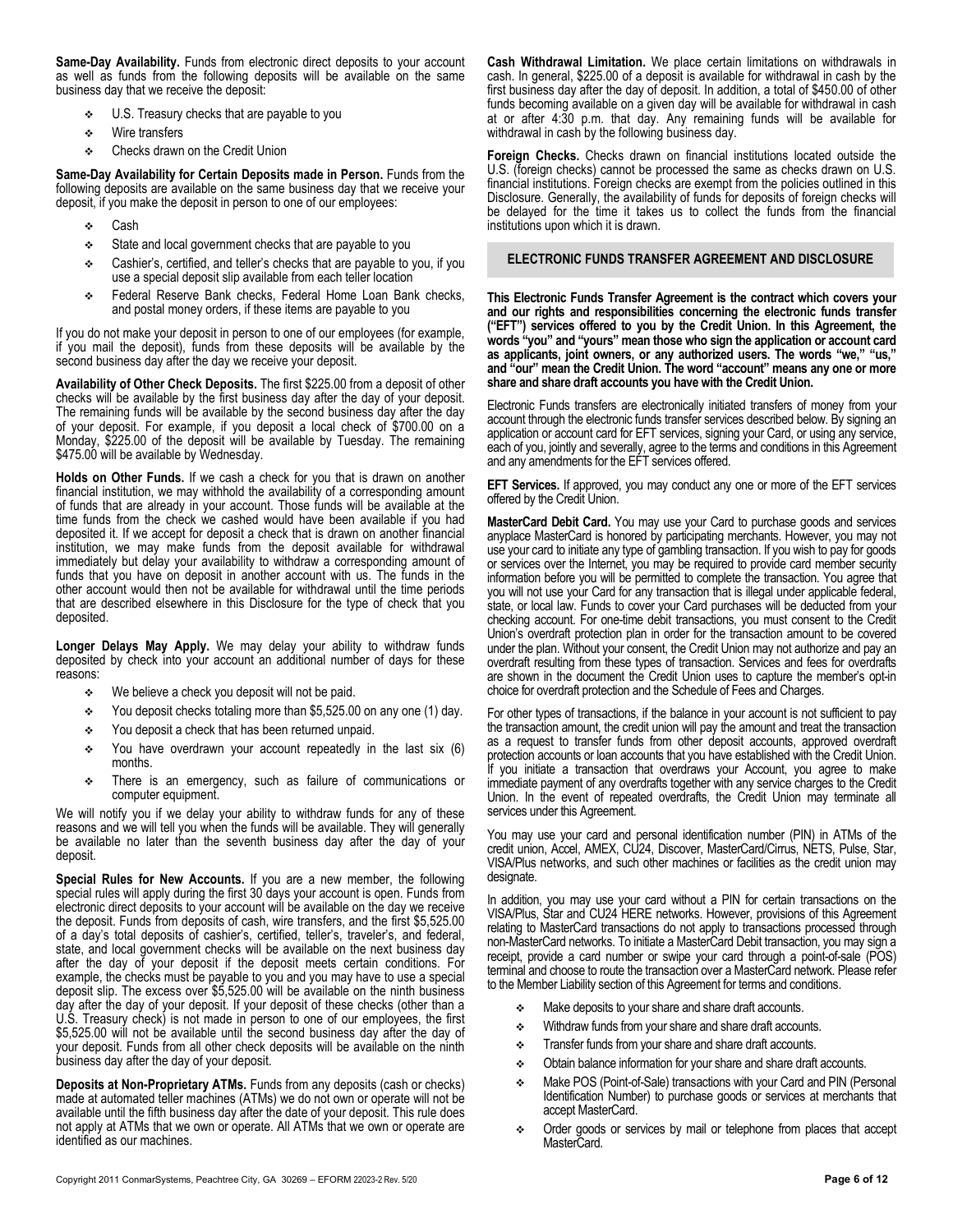**Same-Day Availability.** Funds from electronic direct deposits to your account as well as funds from the following deposits will be available on the same business day that we receive the deposit:

- U.S. Treasury checks that are payable to you
- Wire transfers
- Checks drawn on the Credit Union

**Same-Day Availability for Certain Deposits made in Person.** Funds from the following deposits are available on the same business day that we receive your deposit, if you make the deposit in person to one of our employees:

- Cash
- State and local government checks that are payable to you
- Cashier's, certified, and teller's checks that are payable to you, if you use a special deposit slip available from each teller location
- Federal Reserve Bank checks, Federal Home Loan Bank checks, and postal money orders, if these items are payable to you

If you do not make your deposit in person to one of our employees (for example, if you mail the deposit), funds from these deposits will be available by the second business day after the day we receive your deposit.

**Availability of Other Check Deposits.** The first $225.00 from a deposit of other checks will be available by the first business day after the day of your deposit. The remaining funds will be available by the second business day after the day of your deposit. For example, if you deposit a local check of $700.00 on a Monday, $225.00 of the deposit will be available by Tuesday. The remaining $475.00 will be available by Wednesday.

**Holds on Other Funds.** If we cash a check for you that is drawn on another financial institution, we may withhold the availability of a corresponding amount of funds that are already in your account. Those funds will be available at the time funds from the check we cashed would have been available if you had deposited it. If we accept for deposit a check that is drawn on another financial institution, we may make funds from the deposit available for withdrawal immediately but delay your availability to withdraw a corresponding amount of funds that you have on deposit in another account with us. The funds in the other account would then not be available for withdrawal until the time periods that are described elsewhere in this Disclosure for the type of check that you deposited.

**Longer Delays May Apply.** We may delay your ability to withdraw funds deposited by check into your account an additional number of days for these reasons:

- We believe a check you deposit will not be paid.
- You deposit checks totaling more than $5,525.00 on any one (1) day.
- You deposit a check that has been returned unpaid.
- You have overdrawn your account repeatedly in the last six (6) months.
- There is an emergency, such as failure of communications or computer equipment.

We will notify you if we delay your ability to withdraw funds for any of these reasons and we will tell you when the funds will be available. They will generally be available no later than the seventh business day after the day of your deposit.

**Special Rules for New Accounts.** If you are a new member, the following special rules will apply during the first 30 days your account is open. Funds from electronic direct deposits to your account will be available on the day we receive the deposit. Funds from deposits of cash, wire transfers, and the first $5,525.00 of a day's total deposits of cashier's, certified, teller's, traveler's, and federal, state, and local government checks will be available on the next business day after the day of your deposit if the deposit meets certain conditions. For example, the checks must be payable to you and you may have to use a special deposit slip. The excess over $5,525.00 will be available on the ninth business day after the day of your deposit. If your deposit of these checks (other than a U.S. Treasury check) is not made in person to one of our employees, the first $5,525.00 will not be available until the second business day after the day of your deposit. Funds from all other check deposits will be available on the ninth business day after the day of your deposit.

**Deposits at Non-Proprietary ATMs.** Funds from any deposits (cash or checks) made at automated teller machines (ATMs) we do not own or operate will not be available until the fifth business day after the date of your deposit. This rule does not apply at ATMs that we own or operate. All ATMs that we own or operate are identified as our machines.

**Cash Withdrawal Limitation.** We place certain limitations on withdrawals in cash. In general, $225.00 of a deposit is available for withdrawal in cash by the first business day after the day of deposit. In addition, a total of $450.00 of other funds becoming available on a given day will be available for withdrawal in cash at or after 4:30 p.m. that day. Any remaining funds will be available for withdrawal in cash by the following business day.

**Foreign Checks.** Checks drawn on financial institutions located outside the U.S. (foreign checks) cannot be processed the same as checks drawn on U.S. financial institutions. Foreign checks are exempt from the policies outlined in this Disclosure. Generally, the availability of funds for deposits of foreign checks will be delayed for the time it takes us to collect the funds from the financial institutions upon which it is drawn.

## ELECTRONIC FUNDS TRANSFER AGREEMENT AND DISCLOSURE

**This Electronic Funds Transfer Agreement is the contract which covers your and our rights and responsibilities concerning the electronic funds transfer ("EFT") services offered to you by the Credit Union. In this Agreement, the words "you" and "yours" mean those who sign the application or account card as applicants, joint owners, or any authorized users. The words "we," "us," and "our" mean the Credit Union. The word "account" means any one or more share and share draft accounts you have with the Credit Union.**

Electronic Funds transfers are electronically initiated transfers of money from your account through the electronic funds transfer services described below. By signing an application or account card for EFT services, signing your Card, or using any service, each of you, jointly and severally, agree to the terms and conditions in this Agreement and any amendments for the EFT services offered.

**EFT Services.** If approved, you may conduct any one or more of the EFT services offered by the Credit Union.

**MasterCard Debit Card.** You may use your Card to purchase goods and services anyplace MasterCard is honored by participating merchants. However, you may not use your card to initiate any type of gambling transaction. If you wish to pay for goods or services over the Internet, you may be required to provide card member security information before you will be permitted to complete the transaction. You agree that you will not use your Card for any transaction that is illegal under applicable federal, state, or local law. Funds to cover your Card purchases will be deducted from your checking account. For one-time debit transactions, you must consent to the Credit Union's overdraft protection plan in order for the transaction amount to be covered under the plan. Without your consent, the Credit Union may not authorize and pay an overdraft resulting from these types of transaction. Services and fees for overdrafts are shown in the document the Credit Union uses to capture the member's opt-in choice for overdraft protection and the Schedule of Fees and Charges.

For other types of transactions, if the balance in your account is not sufficient to pay the transaction amount, the credit union will pay the amount and treat the transaction as a request to transfer funds from other deposit accounts, approved overdraft protection accounts or loan accounts that you have established with the Credit Union. If you initiate a transaction that overdraws your Account, you agree to make immediate payment of any overdrafts together with any service charges to the Credit Union. In the event of repeated overdrafts, the Credit Union may terminate all services under this Agreement.

You may use your card and personal identification number (PIN) in ATMs of the credit union, Accel, AMEX, CU24, Discover, MasterCard/Cirrus, NETS, Pulse, Star, VISA/Plus networks, and such other machines or facilities as the credit union may designate.

In addition, you may use your card without a PIN for certain transactions on the VISA/Plus, Star and CU24 HERE networks. However, provisions of this Agreement relating to MasterCard transactions do not apply to transactions processed through non-MasterCard networks. To initiate a MasterCard Debit transaction, you may sign a receipt, provide a card number or swipe your card through a point-of-sale (POS) terminal and choose to route the transaction over a MasterCard network. Please refer to the Member Liability section of this Agreement for terms and conditions.

- Make deposits to your share and share draft accounts.
- Withdraw funds from your share and share draft accounts.
- Transfer funds from your share and share draft accounts.
- Obtain balance information for your share and share draft accounts.
- Make POS (Point-of-Sale) transactions with your Card and PIN (Personal Identification Number) to purchase goods or services at merchants that accept MasterCard.
- Order goods or services by mail or telephone from places that accept MasterCard.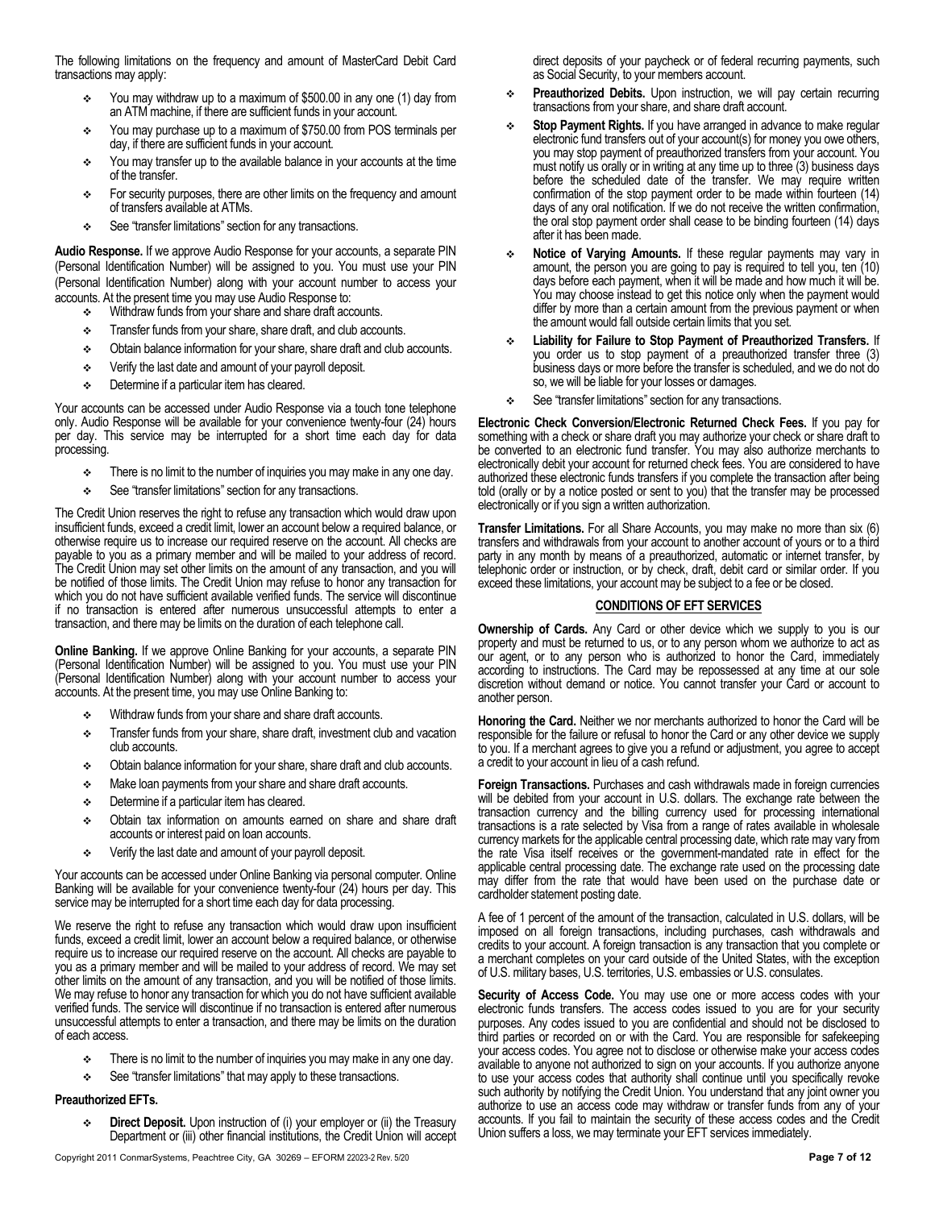The following limitations on the frequency and amount of MasterCard Debit Card transactions may apply:

- You may withdraw up to a maximum of $500.00 in any one (1) day from an ATM machine, if there are sufficient funds in your account.
- You may purchase up to a maximum of $750.00 from POS terminals per day, if there are sufficient funds in your account.
- You may transfer up to the available balance in your accounts at the time of the transfer.
- For security purposes, there are other limits on the frequency and amount of transfers available at ATMs.
- See "transfer limitations" section for any transactions.

**Audio Response.** If we approve Audio Response for your accounts, a separate PIN (Personal Identification Number) will be assigned to you. You must use your PIN (Personal Identification Number) along with your account number to access your accounts. At the present time you may use Audio Response to:

- Withdraw funds from your share and share draft accounts.
- Transfer funds from your share, share draft, and club accounts.
- Obtain balance information for your share, share draft and club accounts.
- Verify the last date and amount of your payroll deposit.
- Determine if a particular item has cleared.

Your accounts can be accessed under Audio Response via a touch tone telephone only. Audio Response will be available for your convenience twenty-four (24) hours per day. This service may be interrupted for a short time each day for data processing.

- There is no limit to the number of inquiries you may make in any one day.
- See "transfer limitations" section for any transactions.

The Credit Union reserves the right to refuse any transaction which would draw upon insufficient funds, exceed a credit limit, lower an account below a required balance, or otherwise require us to increase our required reserve on the account. All checks are payable to you as a primary member and will be mailed to your address of record. The Credit Union may set other limits on the amount of any transaction, and you will be notified of those limits. The Credit Union may refuse to honor any transaction for which you do not have sufficient available verified funds. The service will discontinue if no transaction is entered after numerous unsuccessful attempts to enter a transaction, and there may be limits on the duration of each telephone call.

**Online Banking.** If we approve Online Banking for your accounts, a separate PIN (Personal Identification Number) will be assigned to you. You must use your PIN (Personal Identification Number) along with your account number to access your accounts. At the present time, you may use Online Banking to:

- Withdraw funds from your share and share draft accounts.
- Transfer funds from your share, share draft, investment club and vacation club accounts.
- Obtain balance information for your share, share draft and club accounts.
- Make loan payments from your share and share draft accounts.
- Determine if a particular item has cleared.
- Obtain tax information on amounts earned on share and share draft accounts or interest paid on loan accounts.
- Verify the last date and amount of your payroll deposit.

Your accounts can be accessed under Online Banking via personal computer. Online Banking will be available for your convenience twenty-four (24) hours per day. This service may be interrupted for a short time each day for data processing.

We reserve the right to refuse any transaction which would draw upon insufficient funds, exceed a credit limit, lower an account below a required balance, or otherwise require us to increase our required reserve on the account. All checks are payable to you as a primary member and will be mailed to your address of record. We may set other limits on the amount of any transaction, and you will be notified of those limits. We may refuse to honor any transaction for which you do not have sufficient available verified funds. The service will discontinue if no transaction is entered after numerous unsuccessful attempts to enter a transaction, and there may be limits on the duration of each access.

- There is no limit to the number of inquiries you may make in any one day.
- See "transfer limitations" that may apply to these transactions.

**Preauthorized EFTs.**

- **Direct Deposit.** Upon instruction of (i) your employer or (ii) the Treasury Department or (iii) other financial institutions, the Credit Union will accept direct deposits of your paycheck or of federal recurring payments, such as Social Security, to your members account.
- **Preauthorized Debits.** Upon instruction, we will pay certain recurring transactions from your share, and share draft account.
- **Stop Payment Rights.** If you have arranged in advance to make regular electronic fund transfers out of your account(s) for money you owe others, you may stop payment of preauthorized transfers from your account. You must notify us orally or in writing at any time up to three (3) business days before the scheduled date of the transfer. We may require written confirmation of the stop payment order to be made within fourteen (14) days of any oral notification. If we do not receive the written confirmation, the oral stop payment order shall cease to be binding fourteen (14) days after it has been made.
- **Notice of Varying Amounts.** If these regular payments may vary in amount, the person you are going to pay is required to tell you, ten (10) days before each payment, when it will be made and how much it will be. You may choose instead to get this notice only when the payment would differ by more than a certain amount from the previous payment or when the amount would fall outside certain limits that you set.
- **Liability for Failure to Stop Payment of Preauthorized Transfers.** If you order us to stop payment of a preauthorized transfer three (3) business days or more before the transfer is scheduled, and we do not do so, we will be liable for your losses or damages.
- See "transfer limitations" section for any transactions.

**Electronic Check Conversion/Electronic Returned Check Fees.** If you pay for something with a check or share draft you may authorize your check or share draft to be converted to an electronic fund transfer. You may also authorize merchants to electronically debit your account for returned check fees. You are considered to have authorized these electronic funds transfers if you complete the transaction after being told (orally or by a notice posted or sent to you) that the transfer may be processed electronically or if you sign a written authorization.

**Transfer Limitations.** For all Share Accounts, you may make no more than six (6) transfers and withdrawals from your account to another account of yours or to a third party in any month by means of a preauthorized, automatic or internet transfer, by telephonic order or instruction, or by check, draft, debit card or similar order. If you exceed these limitations, your account may be subject to a fee or be closed.

## CONDITIONS OF EFT SERVICES

**Ownership of Cards.** Any Card or other device which we supply to you is our property and must be returned to us, or to any person whom we authorize to act as our agent, or to any person who is authorized to honor the Card, immediately according to instructions. The Card may be repossessed at any time at our sole discretion without demand or notice. You cannot transfer your Card or account to another person.

**Honoring the Card.** Neither we nor merchants authorized to honor the Card will be responsible for the failure or refusal to honor the Card or any other device we supply to you. If a merchant agrees to give you a refund or adjustment, you agree to accept a credit to your account in lieu of a cash refund.

**Foreign Transactions.** Purchases and cash withdrawals made in foreign currencies will be debited from your account in U.S. dollars. The exchange rate between the transaction currency and the billing currency used for processing international transactions is a rate selected by Visa from a range of rates available in wholesale currency markets for the applicable central processing date, which rate may vary from the rate Visa itself receives or the government-mandated rate in effect for the applicable central processing date. The exchange rate used on the processing date may differ from the rate that would have been used on the purchase date or cardholder statement posting date.

A fee of 1 percent of the amount of the transaction, calculated in U.S. dollars, will be imposed on all foreign transactions, including purchases, cash withdrawals and credits to your account. A foreign transaction is any transaction that you complete or a merchant completes on your card outside of the United States, with the exception of U.S. military bases, U.S. territories, U.S. embassies or U.S. consulates.

**Security of Access Code.** You may use one or more access codes with your electronic funds transfers. The access codes issued to you are for your security purposes. Any codes issued to you are confidential and should not be disclosed to third parties or recorded on or with the Card. You are responsible for safekeeping your access codes. You agree not to disclose or otherwise make your access codes available to anyone not authorized to sign on your accounts. If you authorize anyone to use your access codes that authority shall continue until you specifically revoke such authority by notifying the Credit Union. You understand that any joint owner you authorize to use an access code may withdraw or transfer funds from any of your accounts. If you fail to maintain the security of these access codes and the Credit Union suffers a loss, we may terminate your EFT services immediately.

Copyright 2011 ConmarSystems, Peachtree City, GA 30269 – EFORM 22023-2 Rev. 5/20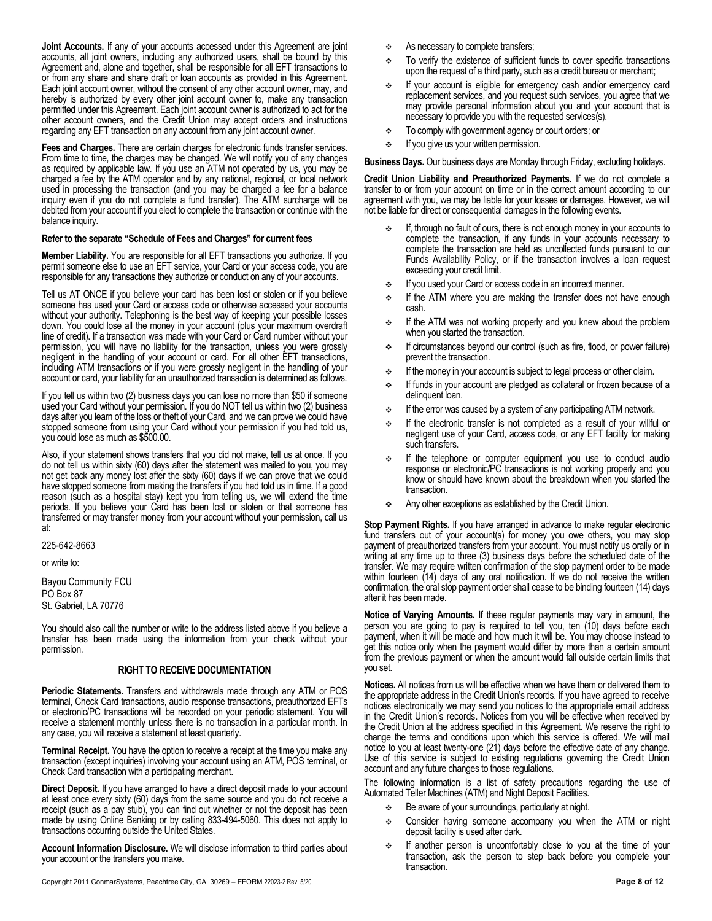**Joint Accounts.** If any of your accounts accessed under this Agreement are joint accounts, all joint owners, including any authorized users, shall be bound by this Agreement and, alone and together, shall be responsible for all EFT transactions to or from any share and share draft or loan accounts as provided in this Agreement. Each joint account owner, without the consent of any other account owner, may, and hereby is authorized by every other joint account owner to, make any transaction permitted under this Agreement. Each joint account owner is authorized to act for the other account owners, and the Credit Union may accept orders and instructions regarding any EFT transaction on any account from any joint account owner.

**Fees and Charges.** There are certain charges for electronic funds transfer services. From time to time, the charges may be changed. We will notify you of any changes as required by applicable law. If you use an ATM not operated by us, you may be charged a fee by the ATM operator and by any national, regional, or local network used in processing the transaction (and you may be charged a fee for a balance inquiry even if you do not complete a fund transfer). The ATM surcharge will be debited from your account if you elect to complete the transaction or continue with the balance inquiry.

**Refer to the separate "Schedule of Fees and Charges" for current fees**

**Member Liability.** You are responsible for all EFT transactions you authorize. If you permit someone else to use an EFT service, your Card or your access code, you are responsible for any transactions they authorize or conduct on any of your accounts.

Tell us AT ONCE if you believe your card has been lost or stolen or if you believe someone has used your Card or access code or otherwise accessed your accounts without your authority. Telephoning is the best way of keeping your possible losses down. You could lose all the money in your account (plus your maximum overdraft line of credit). If a transaction was made with your Card or Card number without your permission, you will have no liability for the transaction, unless you were grossly negligent in the handling of your account or card. For all other EFT transactions, including ATM transactions or if you were grossly negligent in the handling of your account or card, your liability for an unauthorized transaction is determined as follows.

If you tell us within two (2) business days you can lose no more than $50 if someone used your Card without your permission. If you do NOT tell us within two (2) business days after you learn of the loss or theft of your Card, and we can prove we could have stopped someone from using your Card without your permission if you had told us, you could lose as much as $500.00.

Also, if your statement shows transfers that you did not make, tell us at once. If you do not tell us within sixty (60) days after the statement was mailed to you, you may not get back any money lost after the sixty (60) days if we can prove that we could have stopped someone from making the transfers if you had told us in time. If a good reason (such as a hospital stay) kept you from telling us, we will extend the time periods. If you believe your Card has been lost or stolen or that someone has transferred or may transfer money from your account without your permission, call us at:

225-642-8663

or write to:

Bayou Community FCU
PO Box 87
St. Gabriel, LA 70776

You should also call the number or write to the address listed above if you believe a transfer has been made using the information from your check without your permission.

## RIGHT TO RECEIVE DOCUMENTATION

**Periodic Statements.** Transfers and withdrawals made through any ATM or POS terminal, Check Card transactions, audio response transactions, preauthorized EFTs or electronic/PC transactions will be recorded on your periodic statement. You will receive a statement monthly unless there is no transaction in a particular month. In any case, you will receive a statement at least quarterly.

**Terminal Receipt.** You have the option to receive a receipt at the time you make any transaction (except inquiries) involving your account using an ATM, POS terminal, or Check Card transaction with a participating merchant.

**Direct Deposit.** If you have arranged to have a direct deposit made to your account at least once every sixty (60) days from the same source and you do not receive a receipt (such as a pay stub), you can find out whether or not the deposit has been made by using Online Banking or by calling 833-494-5060. This does not apply to transactions occurring outside the United States.

**Account Information Disclosure.** We will disclose information to third parties about your account or the transfers you make.

- As necessary to complete transfers;
- To verify the existence of sufficient funds to cover specific transactions upon the request of a third party, such as a credit bureau or merchant;
- If your account is eligible for emergency cash and/or emergency card replacement services, and you request such services, you agree that we may provide personal information about you and your account that is necessary to provide you with the requested services(s).
- To comply with government agency or court orders; or
- If you give us your written permission.

**Business Days.** Our business days are Monday through Friday, excluding holidays.

**Credit Union Liability and Preauthorized Payments.** If we do not complete a transfer to or from your account on time or in the correct amount according to our agreement with you, we may be liable for your losses or damages. However, we will not be liable for direct or consequential damages in the following events.

- If, through no fault of ours, there is not enough money in your accounts to complete the transaction, if any funds in your accounts necessary to complete the transaction are held as uncollected funds pursuant to our Funds Availability Policy, or if the transaction involves a loan request exceeding your credit limit.
- If you used your Card or access code in an incorrect manner.
- If the ATM where you are making the transfer does not have enough cash.
- If the ATM was not working properly and you knew about the problem when you started the transaction.
- If circumstances beyond our control (such as fire, flood, or power failure) prevent the transaction.
- If the money in your account is subject to legal process or other claim.
- If funds in your account are pledged as collateral or frozen because of a delinquent loan.
- If the error was caused by a system of any participating ATM network.
- If the electronic transfer is not completed as a result of your willful or negligent use of your Card, access code, or any EFT facility for making such transfers.
- If the telephone or computer equipment you use to conduct audio response or electronic/PC transactions is not working properly and you know or should have known about the breakdown when you started the transaction.
- Any other exceptions as established by the Credit Union.

**Stop Payment Rights.** If you have arranged in advance to make regular electronic fund transfers out of your account(s) for money you owe others, you may stop payment of preauthorized transfers from your account. You must notify us orally or in writing at any time up to three (3) business days before the scheduled date of the transfer. We may require written confirmation of the stop payment order to be made within fourteen (14) days of any oral notification. If we do not receive the written confirmation, the oral stop payment order shall cease to be binding fourteen (14) days after it has been made.

**Notice of Varying Amounts.** If these regular payments may vary in amount, the person you are going to pay is required to tell you, ten (10) days before each payment, when it will be made and how much it will be. You may choose instead to get this notice only when the payment would differ by more than a certain amount from the previous payment or when the amount would fall outside certain limits that you set.

**Notices.** All notices from us will be effective when we have them or delivered them to the appropriate address in the Credit Union's records. If you have agreed to receive notices electronically we may send you notices to the appropriate email address in the Credit Union's records. Notices from you will be effective when received by the Credit Union at the address specified in this Agreement. We reserve the right to change the terms and conditions upon which this service is offered. We will mail notice to you at least twenty-one (21) days before the effective date of any change. Use of this service is subject to existing regulations governing the Credit Union account and any future changes to those regulations.

The following information is a list of safety precautions regarding the use of Automated Teller Machines (ATM) and Night Deposit Facilities.

- Be aware of your surroundings, particularly at night.
- Consider having someone accompany you when the ATM or night deposit facility is used after dark.
- If another person is uncomfortably close to you at the time of your transaction, ask the person to step back before you complete your transaction.

Copyright 2011 ConmarSystems, Peachtree City, GA 30269 – EFORM 22023-2 Rev. 5/20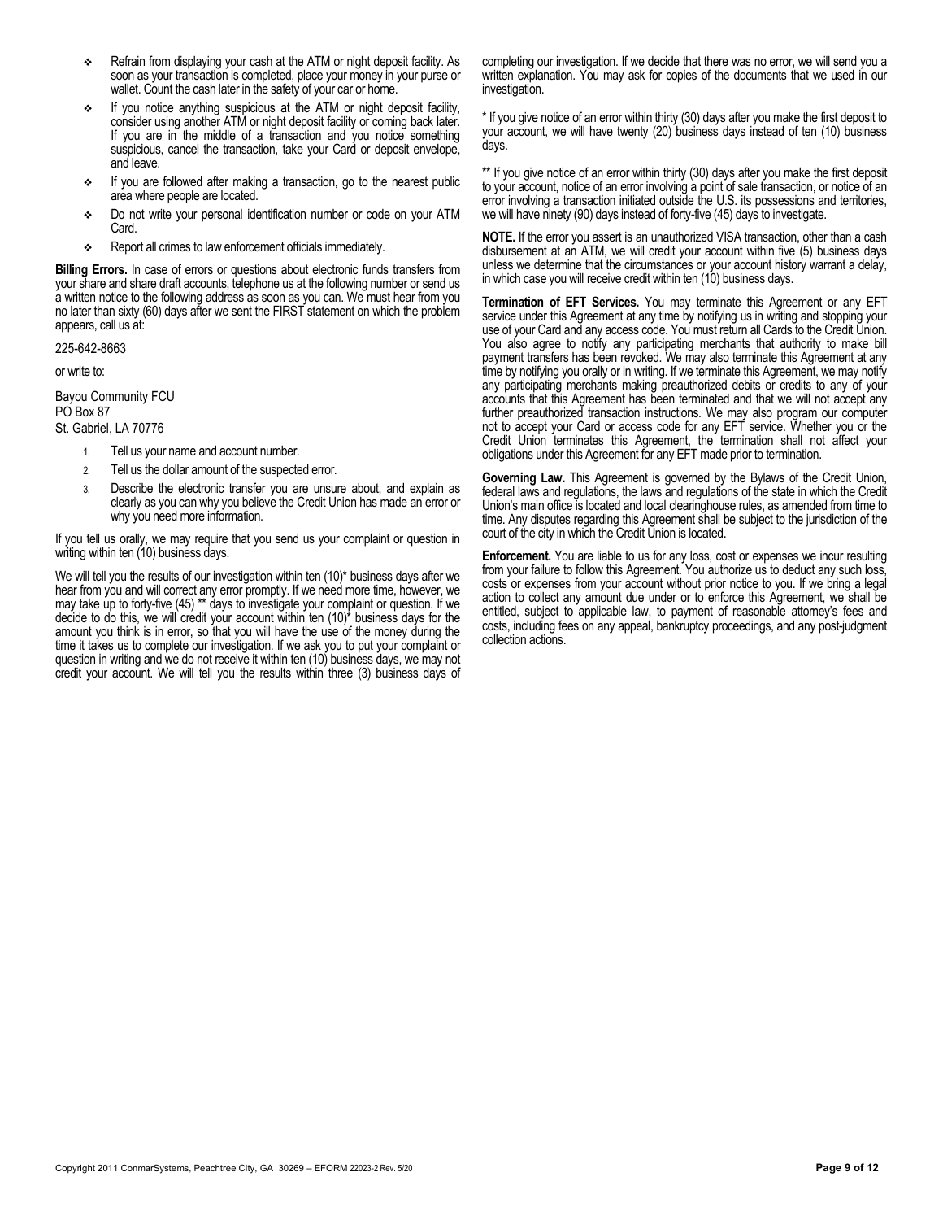- Refrain from displaying your cash at the ATM or night deposit facility. As soon as your transaction is completed, place your money in your purse or wallet. Count the cash later in the safety of your car or home.
- If you notice anything suspicious at the ATM or night deposit facility, consider using another ATM or night deposit facility or coming back later. If you are in the middle of a transaction and you notice something suspicious, cancel the transaction, take your Card or deposit envelope, and leave.
- If you are followed after making a transaction, go to the nearest public area where people are located.
- Do not write your personal identification number or code on your ATM Card.
- Report all crimes to law enforcement officials immediately.

**Billing Errors.** In case of errors or questions about electronic funds transfers from your share and share draft accounts, telephone us at the following number or send us a written notice to the following address as soon as you can. We must hear from you no later than sixty (60) days after we sent the FIRST statement on which the problem appears, call us at:

225-642-8663

or write to:

Bayou Community FCU
PO Box 87
St. Gabriel, LA 70776

1. Tell us your name and account number.
2. Tell us the dollar amount of the suspected error.
3. Describe the electronic transfer you are unsure about, and explain as clearly as you can why you believe the Credit Union has made an error or why you need more information.

If you tell us orally, we may require that you send us your complaint or question in writing within ten (10) business days.

We will tell you the results of our investigation within ten (10)* business days after we hear from you and will correct any error promptly. If we need more time, however, we may take up to forty-five (45) ** days to investigate your complaint or question. If we decide to do this, we will credit your account within ten (10)* business days for the amount you think is in error, so that you will have the use of the money during the time it takes us to complete our investigation. If we ask you to put your complaint or question in writing and we do not receive it within ten (10) business days, we may not credit your account. We will tell you the results within three (3) business days of completing our investigation. If we decide that there was no error, we will send you a written explanation. You may ask for copies of the documents that we used in our investigation.

* If you give notice of an error within thirty (30) days after you make the first deposit to your account, we will have twenty (20) business days instead of ten (10) business days.

** If you give notice of an error within thirty (30) days after you make the first deposit to your account, notice of an error involving a point of sale transaction, or notice of an error involving a transaction initiated outside the U.S. its possessions and territories, we will have ninety (90) days instead of forty-five (45) days to investigate.

**NOTE.** If the error you assert is an unauthorized VISA transaction, other than a cash disbursement at an ATM, we will credit your account within five (5) business days unless we determine that the circumstances or your account history warrant a delay, in which case you will receive credit within ten (10) business days.

**Termination of EFT Services.** You may terminate this Agreement or any EFT service under this Agreement at any time by notifying us in writing and stopping your use of your Card and any access code. You must return all Cards to the Credit Union. You also agree to notify any participating merchants that authority to make bill payment transfers has been revoked. We may also terminate this Agreement at any time by notifying you orally or in writing. If we terminate this Agreement, we may notify any participating merchants making preauthorized debits or credits to any of your accounts that this Agreement has been terminated and that we will not accept any further preauthorized transaction instructions. We may also program our computer not to accept your Card or access code for any EFT service. Whether you or the Credit Union terminates this Agreement, the termination shall not affect your obligations under this Agreement for any EFT made prior to termination.

**Governing Law.** This Agreement is governed by the Bylaws of the Credit Union, federal laws and regulations, the laws and regulations of the state in which the Credit Union's main office is located and local clearinghouse rules, as amended from time to time. Any disputes regarding this Agreement shall be subject to the jurisdiction of the court of the city in which the Credit Union is located.

**Enforcement.** You are liable to us for any loss, cost or expenses we incur resulting from your failure to follow this Agreement. You authorize us to deduct any such loss, costs or expenses from your account without prior notice to you. If we bring a legal action to collect any amount due under or to enforce this Agreement, we shall be entitled, subject to applicable law, to payment of reasonable attorney's fees and costs, including fees on any appeal, bankruptcy proceedings, and any post-judgment collection actions.

Copyright 2011 ConmarSystems, Peachtree City, GA 30269 – EFORM 22023-2 Rev. 5/20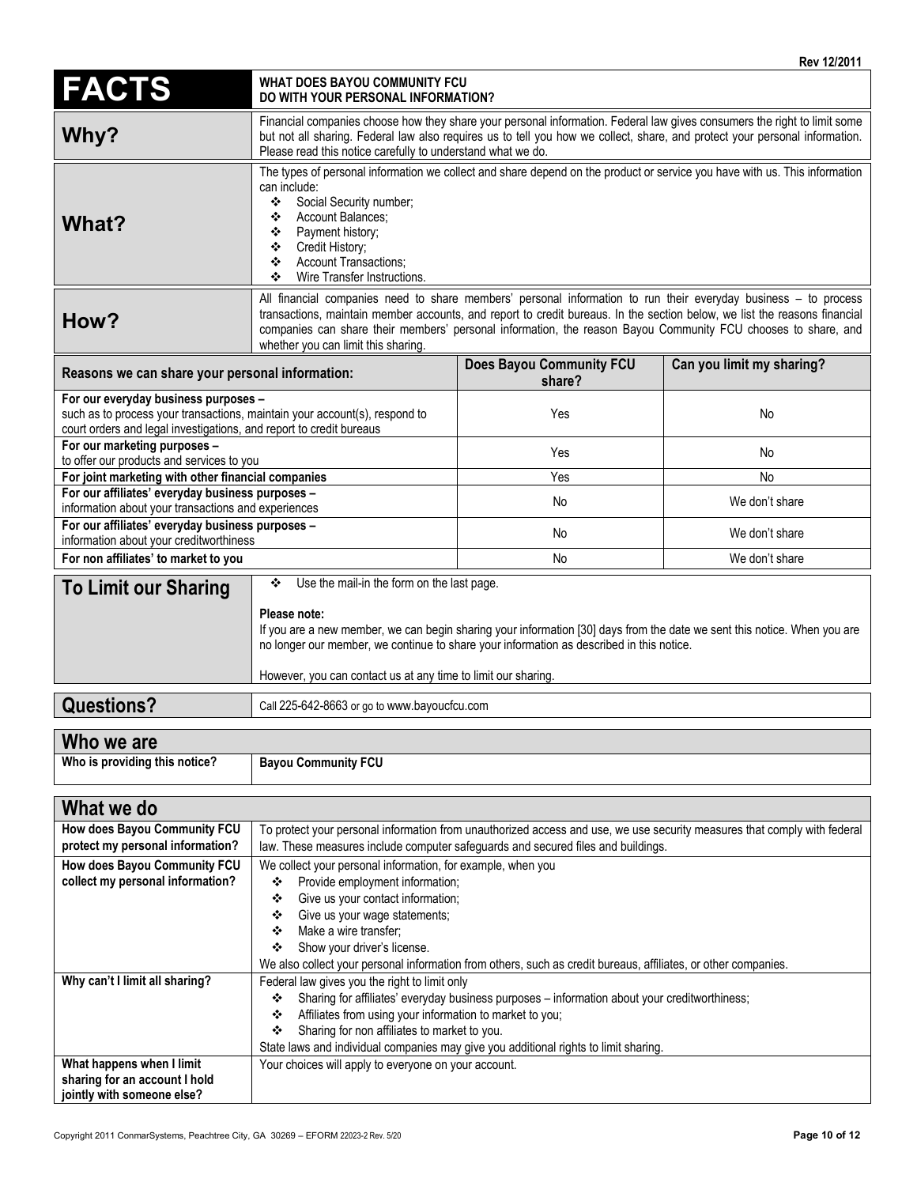Rev 12/2011

| **FACTS** | **WHAT DOES BAYOU COMMUNITY FCU DO WITH YOUR PERSONAL INFORMATION?** |
|---|---|
| **Why?** | Financial companies choose how they share your personal information. Federal law gives consumers the right to limit some but not all sharing. Federal law also requires us to tell you how we collect, share, and protect your personal information. Please read this notice carefully to understand what we do. |
| **What?** | The types of personal information we collect and share depend on the product or service you have with us. This information can include:<br>❖ Social Security number;<br>❖ Account Balances;<br>❖ Payment history;<br>❖ Credit History;<br>❖ Account Transactions;<br>❖ Wire Transfer Instructions. |
| **How?** | All financial companies need to share members' personal information to run their everyday business – to process transactions, maintain member accounts, and report to credit bureaus. In the section below, we list the reasons financial companies can share their members' personal information, the reason Bayou Community FCU chooses to share, and whether you can limit this sharing. |

| Reasons we can share your personal information: | Does Bayou Community FCU share? | Can you limit my sharing? |
|---|---|---|
| **For our everyday business purposes –** such as to process your transactions, maintain your account(s), respond to court orders and legal investigations, and report to credit bureaus | Yes | No |
| **For our marketing purposes –** to offer our products and services to you | Yes | No |
| **For joint marketing with other financial companies** | Yes | No |
| **For our affiliates' everyday business purposes –** information about your transactions and experiences | No | We don't share |
| **For our affiliates' everyday business purposes –** information about your creditworthiness | No | We don't share |
| **For non affiliates' to market to you** | No | We don't share |

| **To Limit our Sharing** | ❖ Use the mail-in the form on the last page.<br><br>**Please note:**<br>If you are a new member, we can begin sharing your information [30] days from the date we sent this notice. When you are no longer our member, we continue to share your information as described in this notice.<br><br>However, you can contact us at any time to limit our sharing. |
|---|---|

| **Questions?** | Call 225-642-8663 or go to www.bayoucfcu.com |
|---|---|

## Who we are

| **Who is providing this notice?** | **Bayou Community FCU** |
|---|---|

## What we do

| | |
|---|---|
| **How does Bayou Community FCU protect my personal information?** | To protect your personal information from unauthorized access and use, we use security measures that comply with federal law. These measures include computer safeguards and secured files and buildings. |
| **How does Bayou Community FCU collect my personal information?** | We collect your personal information, for example, when you<br>❖ Provide employment information;<br>❖ Give us your contact information;<br>❖ Give us your wage statements;<br>❖ Make a wire transfer;<br>❖ Show your driver's license.<br>We also collect your personal information from others, such as credit bureaus, affiliates, or other companies. |
| **Why can't I limit all sharing?** | Federal law gives you the right to limit only<br>❖ Sharing for affiliates' everyday business purposes – information about your creditworthiness;<br>❖ Affiliates from using your information to market to you;<br>❖ Sharing for non affiliates to market to you.<br>State laws and individual companies may give you additional rights to limit sharing. |
| **What happens when I limit sharing for an account I hold jointly with someone else?** | Your choices will apply to everyone on your account. |

Copyright 2011 ConmarSystems, Peachtree City, GA 30269 – EFORM 22023-2 Rev. 5/20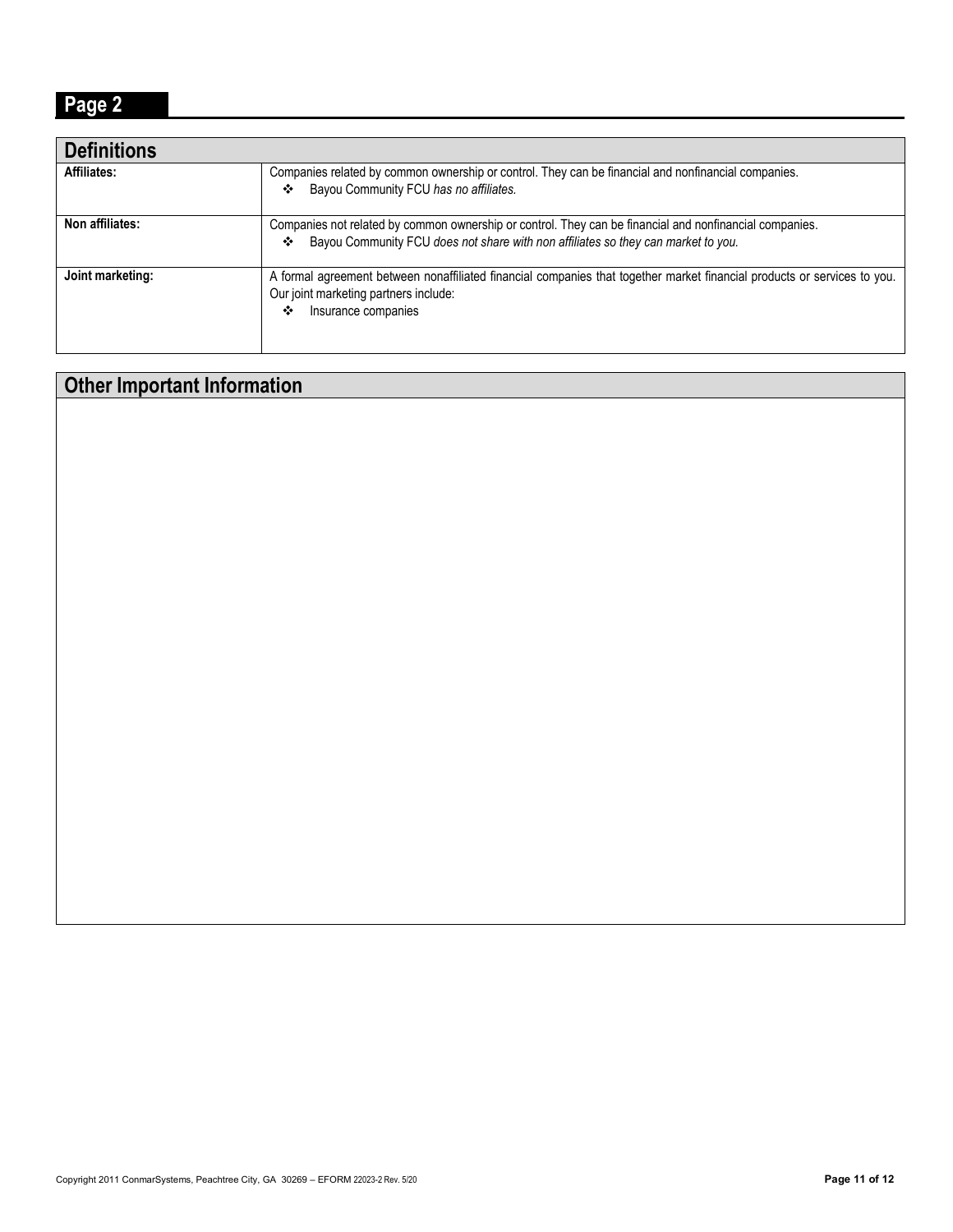## Page 2

| Definitions | |
|---|---|
| **Affiliates:** | Companies related by common ownership or control. They can be financial and nonfinancial companies.<br>❖ Bayou Community FCU *has no affiliates.* |
| **Non affiliates:** | Companies not related by common ownership or control. They can be financial and nonfinancial companies.<br>❖ Bayou Community FCU *does not share with non affiliates so they can market to you.* |
| **Joint marketing:** | A formal agreement between nonaffiliated financial companies that together market financial products or services to you. Our joint marketing partners include:<br>❖ Insurance companies |

## Other Important Information

Copyright 2011 ConmarSystems, Peachtree City, GA 30269 – EFORM 22023-2 Rev. 5/20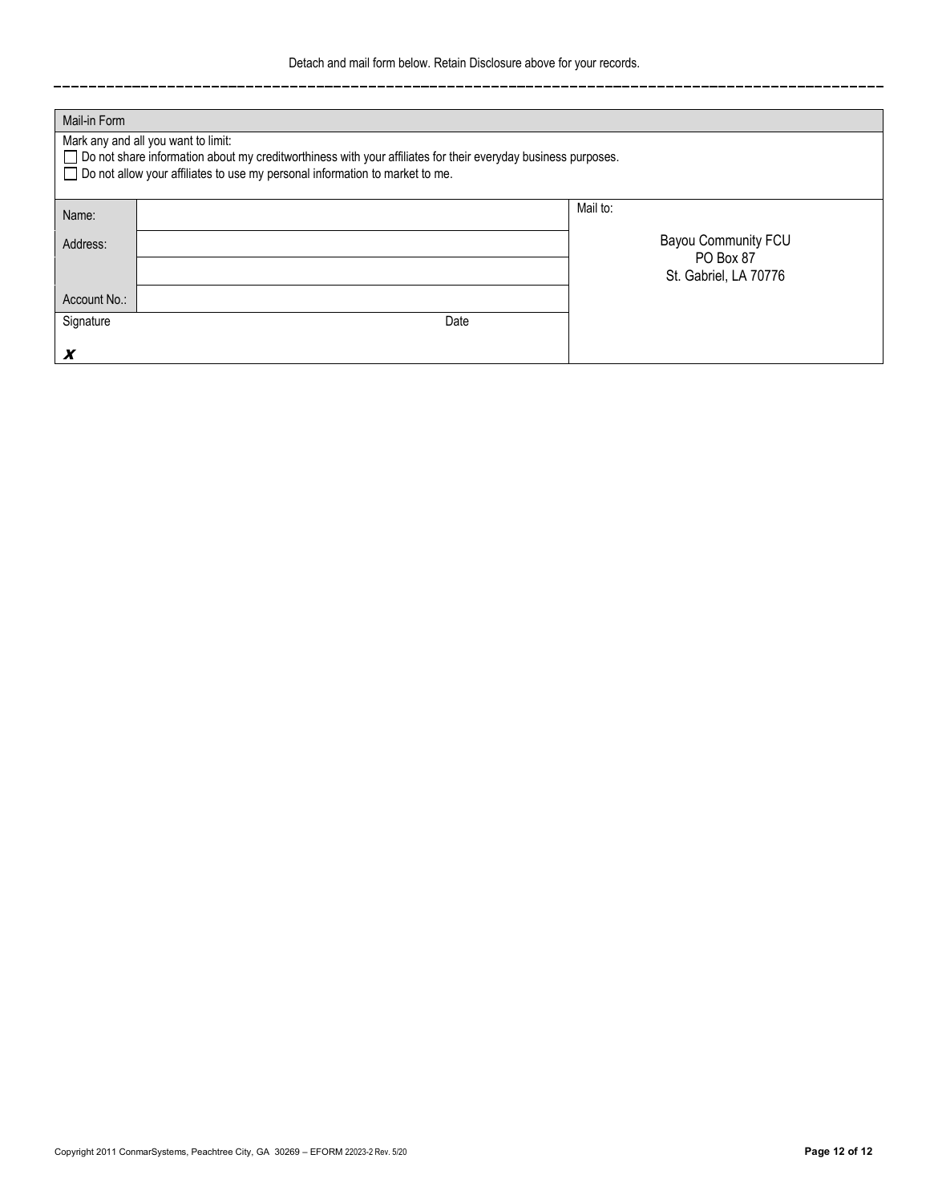Detach and mail form below. Retain Disclosure above for your records.

---

| Mail-in Form | | |
|---|---|---|
| Mark any and all you want to limit:<br>☐ Do not share information about my creditworthiness with your affiliates for their everyday business purposes.<br>☐ Do not allow your affiliates to use my personal information to market to me. | | |
| Name: | | Mail to:<br><br>Bayou Community FCU<br>PO Box 87<br>St. Gabriel, LA 70776 |
| Address: | | |
| | | |
| Account No.: | | |
| Signature<br>X | Date | |

Copyright 2011 ConmarSystems, Peachtree City, GA 30269 – EFORM 22023-2 Rev. 5/20